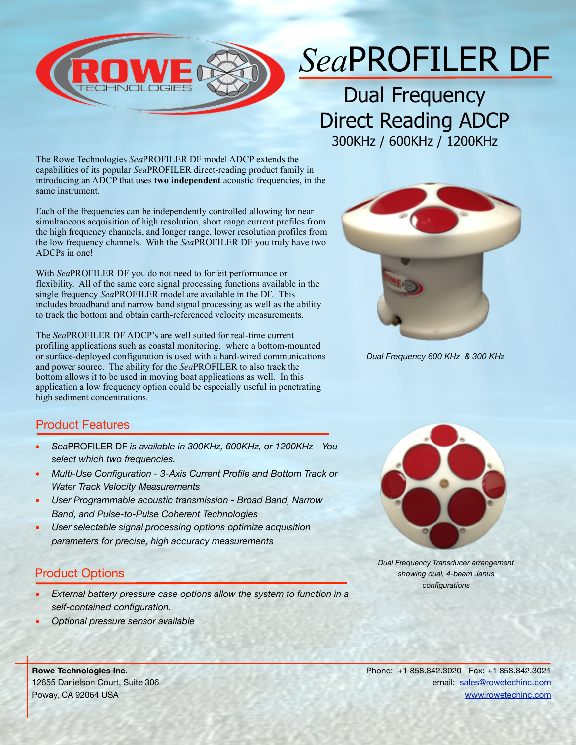# *Sea*PROFILER DF

## Dual Frequency Direct Reading ADCP

### 300KHz / 600KHz / 1200KHz

The Rowe Technologies *Sea*PROFILER DF model ADCP extends the capabilities of its popular *Sea*PROFILER direct-reading product family in introducing an ADCP that uses **two independent** acoustic frequencies, in the same instrument.

Each of the frequencies can be independently controlled allowing for near simultaneous acquisition of high resolution, short range current profiles from the high frequency channels, and longer range, lower resolution profiles from the low frequency channels. With the *Sea*PROFILER DF you truly have two ADCPs in one!

With *Sea*PROFILER DF you do not need to forfeit performance or flexibility. All of the same core signal processing functions available in the single frequency *Sea*PROFILER model are available in the DF. This includes broadband and narrow band signal processing as well as the ability to track the bottom and obtain earth-referenced velocity measurements.

The *Sea*PROFILER DF ADCP's are well suited for real-time current profiling applications such as coastal monitoring, where a bottom-mounted or surface-deployed configuration is used with a hard-wired communications and power source. The ability for the *Sea*PROFILER to also track the bottom allows it to be used in moving boat applications as well. In this application a low frequency option could be especially useful in penetrating high sediment concentrations.

*Dual Frequency 600 KHz & 300 KHz*

## Product Features

- *Sea*PROFILER DF *is available in 300KHz, 600KHz, or 1200KHz - You select which two frequencies.*
- *Multi-Use Configuration - 3-Axis Current Profile and Bottom Track or Water Track Velocity Measurements*
- *User Programmable acoustic transmission - Broad Band, Narrow Band, and Pulse-to-Pulse Coherent Technologies*
- *User selectable signal processing options optimize acquisition parameters for precise, high accuracy measurements*

*Dual Frequency Transducer arrangement showing dual, 4-beam Janus configurations*

## Product Options

- *External battery pressure case options allow the system to function in a self-contained configuration.*
- *Optional pressure sensor available*

**Rowe Technologies Inc.**
12655 Danielson Court, Suite 306
Poway, CA 92064 USA

Phone: +1 858.842.3020 Fax: +1 858.842.3021
email: sales@rowetechinc.com
www.rowetechinc.com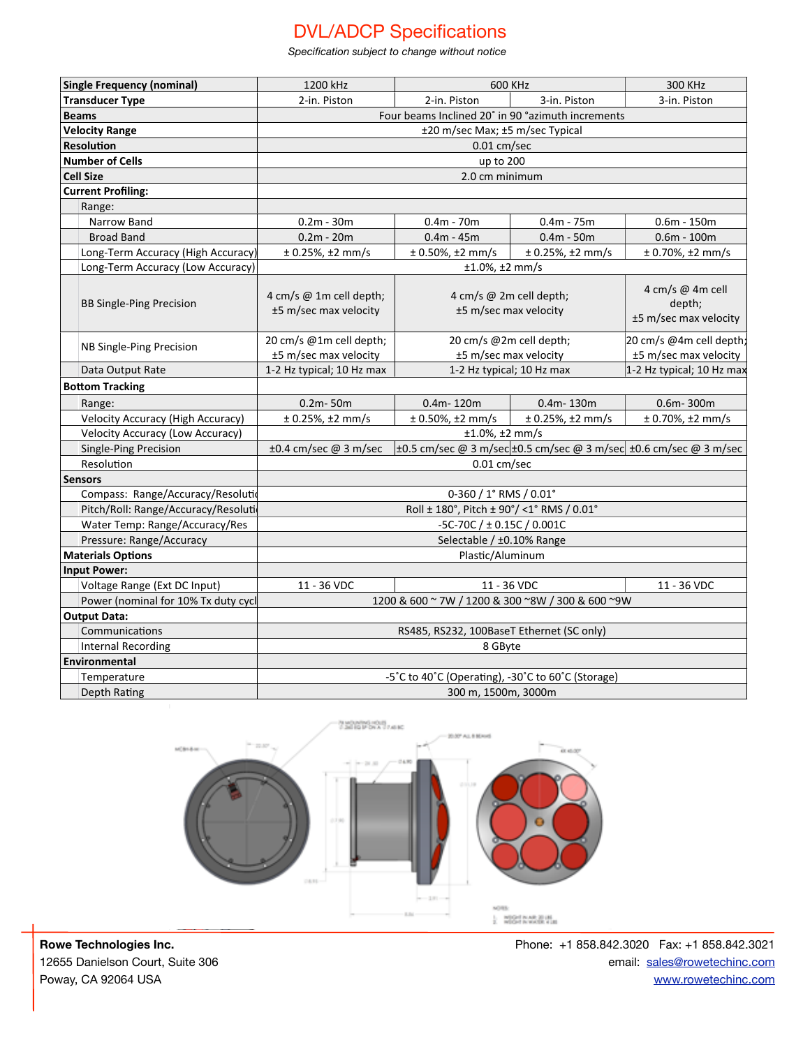# DVL/ADCP Specifications

*Specification subject to change without notice*

| | | | | |
|---|---|---|---|---|
| **Single Frequency (nominal)** | 1200 kHz | 600 KHz | | 300 KHz |
| **Transducer Type** | 2-in. Piston | 2-in. Piston | 3-in. Piston | 3-in. Piston |
| **Beams** | Four beams Inclined 20˚ in 90 °azimuth increments | | | |
| **Velocity Range** | ±20 m/sec Max; ±5 m/sec Typical | | | |
| **Resolution** | 0.01 cm/sec | | | |
| **Number of Cells** | up to 200 | | | |
| **Cell Size** | 2.0 cm minimum | | | |
| **Current Profiling:** | | | | |
| Range: | | | | |
| Narrow Band | 0.2m - 30m | 0.4m - 70m | 0.4m - 75m | 0.6m - 150m |
| Broad Band | 0.2m - 20m | 0.4m - 45m | 0.4m - 50m | 0.6m - 100m |
| Long-Term Accuracy (High Accuracy) | ± 0.25%, ±2 mm/s | ± 0.50%, ±2 mm/s | ± 0.25%, ±2 mm/s | ± 0.70%, ±2 mm/s |
| Long-Term Accuracy (Low Accuracy) | ±1.0%, ±2 mm/s | | | |
| BB Single-Ping Precision | 4 cm/s @ 1m cell depth; ±5 m/sec max velocity | 4 cm/s @ 2m cell depth; ±5 m/sec max velocity | | 4 cm/s @ 4m cell depth; ±5 m/sec max velocity |
| NB Single-Ping Precision | 20 cm/s @1m cell depth; ±5 m/sec max velocity | 20 cm/s @2m cell depth; ±5 m/sec max velocity | | 20 cm/s @4m cell depth; ±5 m/sec max velocity |
| Data Output Rate | 1-2 Hz typical; 10 Hz max | 1-2 Hz typical; 10 Hz max | | 1-2 Hz typical; 10 Hz max |
| **Bottom Tracking** | | | | |
| Range: | 0.2m- 50m | 0.4m- 120m | 0.4m- 130m | 0.6m- 300m |
| Velocity Accuracy (High Accuracy) | ± 0.25%, ±2 mm/s | ± 0.50%, ±2 mm/s | ± 0.25%, ±2 mm/s | ± 0.70%, ±2 mm/s |
| Velocity Accuracy (Low Accuracy) | ±1.0%, ±2 mm/s | | | |
| Single-Ping Precision | ±0.4 cm/sec @ 3 m/sec | ±0.5 cm/sec @ 3 m/sec | ±0.5 cm/sec @ 3 m/sec | ±0.6 cm/sec @ 3 m/sec |
| Resolution | 0.01 cm/sec | | | |
| **Sensors** | | | | |
| Compass: Range/Accuracy/Resolution | 0-360 / 1° RMS / 0.01° | | | |
| Pitch/Roll: Range/Accuracy/Resolution | Roll ± 180°, Pitch ± 90°/ <1° RMS / 0.01° | | | |
| Water Temp: Range/Accuracy/Res | -5C-70C / ± 0.15C / 0.001C | | | |
| Pressure: Range/Accuracy | Selectable / ±0.10% Range | | | |
| **Materials Options** | Plastic/Aluminum | | | |
| **Input Power:** | | | | |
| Voltage Range (Ext DC Input) | 11 - 36 VDC | 11 - 36 VDC | | 11 - 36 VDC |
| Power (nominal for 10% Tx duty cycle) | 1200 & 600 ~ 7W / 1200 & 300 ~8W / 300 & 600 ~9W | | | |
| **Output Data:** | | | | |
| Communications | RS485, RS232, 100BaseT Ethernet (SC only) | | | |
| Internal Recording | 8 GByte | | | |
| **Environmental** | | | | |
| Temperature | -5˚C to 40˚C (Operating), -30˚C to 60˚C (Storage) | | | |
| Depth Rating | 300 m, 1500m, 3000m | | | |

**Rowe Technologies Inc.**
12655 Danielson Court, Suite 306
Poway, CA 92064 USA

Phone: +1 858.842.3020 Fax: +1 858.842.3021
email: sales@rowetechinc.com
www.rowetechinc.com